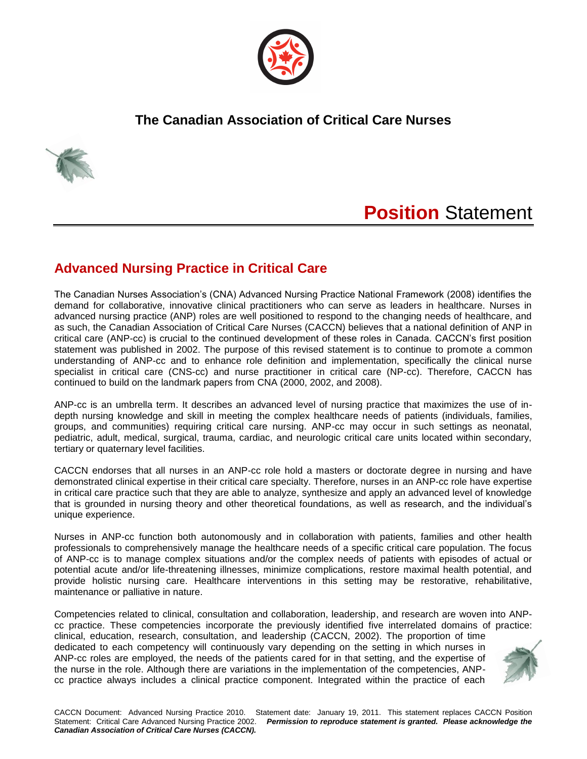## The Canadian Association of Critical Care Nurses

# **Position** Statement

## Advanced Nursing Practice in Critical Care

The Canadian Nurses Association's (CNA) Advanced Nursing Practice National Framework (2008) identifies the demand for collaborative, innovative clinical practitioners who can serve as leaders in healthcare. Nurses in advanced nursing practice (ANP) roles are well positioned to respond to the changing needs of healthcare, and as such, the Canadian Association of Critical Care Nurses (CACCN) believes that a national definition of ANP in critical care (ANP-cc) is crucial to the continued development of these roles in Canada. CACCN's first position statement was published in 2002. The purpose of this revised statement is to continue to promote a common understanding of ANP-cc and to enhance role definition and implementation, specifically the clinical nurse specialist in critical care (CNS-cc) and nurse practitioner in critical care (NP-cc). Therefore, CACCN has continued to build on the landmark papers from CNA (2000, 2002, and 2008).

ANP-cc is an umbrella term. It describes an advanced level of nursing practice that maximizes the use of in-depth nursing knowledge and skill in meeting the complex healthcare needs of patients (individuals, families, groups, and communities) requiring critical care nursing. ANP-cc may occur in such settings as neonatal, pediatric, adult, medical, surgical, trauma, cardiac, and neurologic critical care units located within secondary, tertiary or quaternary level facilities.

CACCN endorses that all nurses in an ANP-cc role hold a masters or doctorate degree in nursing and have demonstrated clinical expertise in their critical care specialty. Therefore, nurses in an ANP-cc role have expertise in critical care practice such that they are able to analyze, synthesize and apply an advanced level of knowledge that is grounded in nursing theory and other theoretical foundations, as well as research, and the individual's unique experience.

Nurses in ANP-cc function both autonomously and in collaboration with patients, families and other health professionals to comprehensively manage the healthcare needs of a specific critical care population. The focus of ANP-cc is to manage complex situations and/or the complex needs of patients with episodes of actual or potential acute and/or life-threatening illnesses, minimize complications, restore maximal health potential, and provide holistic nursing care. Healthcare interventions in this setting may be restorative, rehabilitative, maintenance or palliative in nature.

Competencies related to clinical, consultation and collaboration, leadership, and research are woven into ANP-cc practice. These competencies incorporate the previously identified five interrelated domains of practice: clinical, education, research, consultation, and leadership (CACCN, 2002). The proportion of time dedicated to each competency will continuously vary depending on the setting in which nurses in ANP-cc roles are employed, the needs of the patients cared for in that setting, and the expertise of the nurse in the role. Although there are variations in the implementation of the competencies, ANP-cc practice always includes a clinical practice component. Integrated within the practice of each

CACCN Document: Advanced Nursing Practice 2010. Statement date: January 19, 2011. This statement replaces CACCN Position Statement: Critical Care Advanced Nursing Practice 2002. ***Permission to reproduce statement is granted. Please acknowledge the Canadian Association of Critical Care Nurses (CACCN).***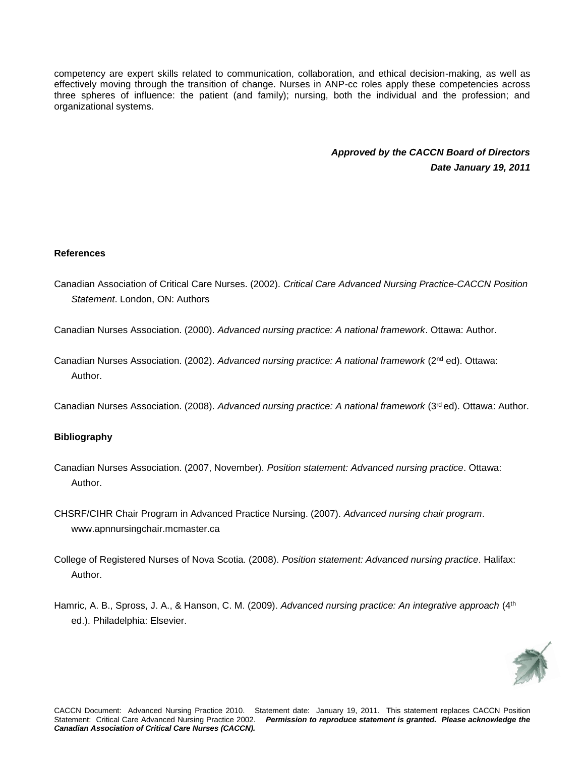competency are expert skills related to communication, collaboration, and ethical decision-making, as well as effectively moving through the transition of change. Nurses in ANP-cc roles apply these competencies across three spheres of influence: the patient (and family); nursing, both the individual and the profession; and organizational systems.

***Approved by the CACCN Board of Directors***
***Date January 19, 2011***

**References**

Canadian Association of Critical Care Nurses. (2002). *Critical Care Advanced Nursing Practice-CACCN Position Statement*. London, ON: Authors

Canadian Nurses Association. (2000). *Advanced nursing practice: A national framework*. Ottawa: Author.

Canadian Nurses Association. (2002). *Advanced nursing practice: A national framework* (2nd ed). Ottawa: Author.

Canadian Nurses Association. (2008). *Advanced nursing practice: A national framework* (3rd ed). Ottawa: Author.

**Bibliography**

Canadian Nurses Association. (2007, November). *Position statement: Advanced nursing practice*. Ottawa: Author.

CHSRF/CIHR Chair Program in Advanced Practice Nursing. (2007). *Advanced nursing chair program*. www.apnnursingchair.mcmaster.ca

College of Registered Nurses of Nova Scotia. (2008). *Position statement: Advanced nursing practice*. Halifax: Author.

Hamric, A. B., Spross, J. A., & Hanson, C. M. (2009). *Advanced nursing practice: An integrative approach* (4th ed.). Philadelphia: Elsevier.

CACCN Document: Advanced Nursing Practice 2010. Statement date: January 19, 2011. This statement replaces CACCN Position Statement: Critical Care Advanced Nursing Practice 2002. ***Permission to reproduce statement is granted. Please acknowledge the Canadian Association of Critical Care Nurses (CACCN).***